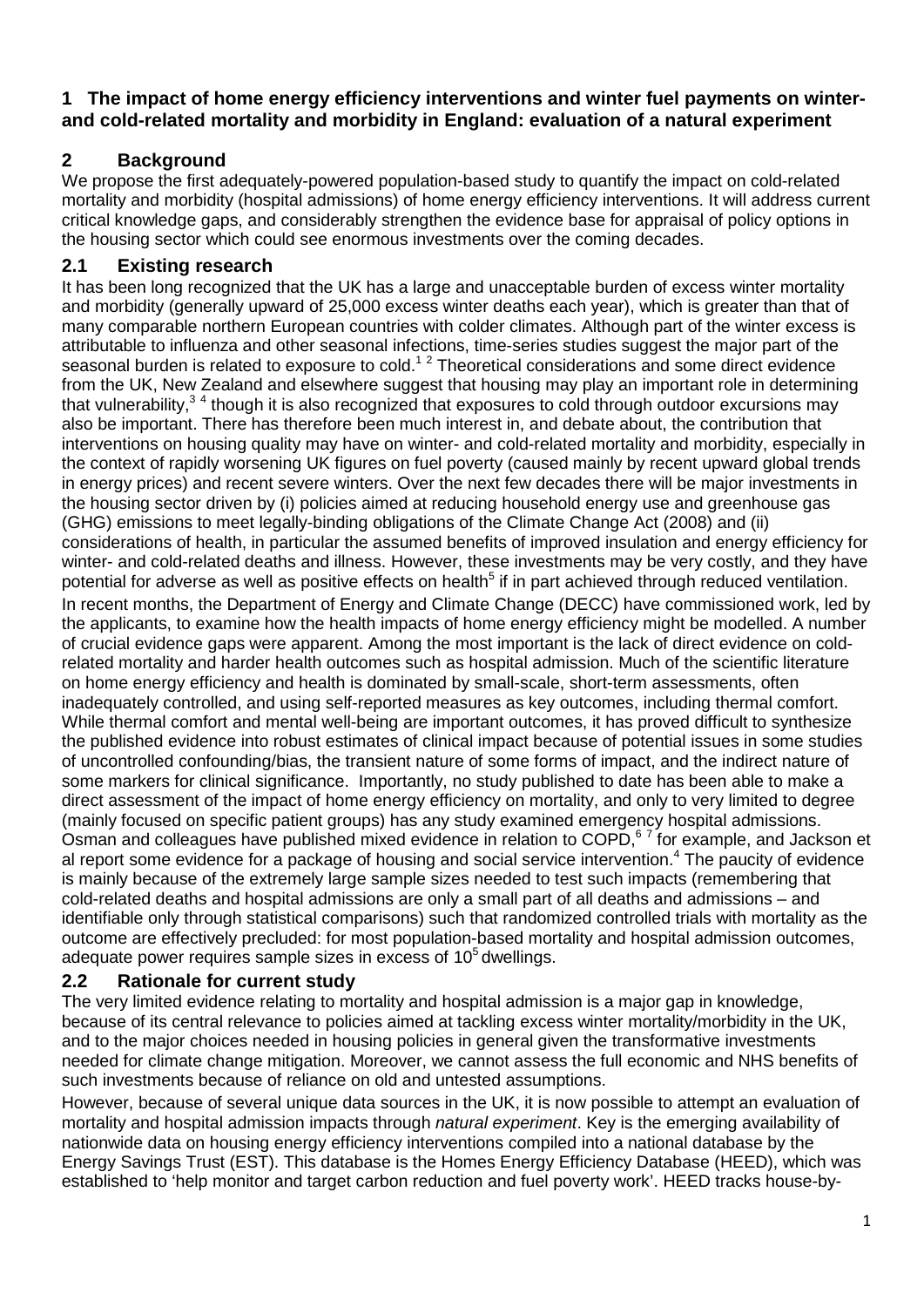# 1 The impact of home energy efficiency interventions and winter fuel payments on winter- and cold-related mortality and morbidity in England: evaluation of a natural experiment

## 2 Background

We propose the first adequately-powered population-based study to quantify the impact on cold-related mortality and morbidity (hospital admissions) of home energy efficiency interventions. It will address current critical knowledge gaps, and considerably strengthen the evidence base for appraisal of policy options in the housing sector which could see enormous investments over the coming decades.

### 2.1 Existing research

It has been long recognized that the UK has a large and unacceptable burden of excess winter mortality and morbidity (generally upward of 25,000 excess winter deaths each year), which is greater than that of many comparable northern European countries with colder climates. Although part of the winter excess is attributable to influenza and other seasonal infections, time-series studies suggest the major part of the seasonal burden is related to exposure to cold.[1 2] Theoretical considerations and some direct evidence from the UK, New Zealand and elsewhere suggest that housing may play an important role in determining that vulnerability,[3 4] though it is also recognized that exposures to cold through outdoor excursions may also be important. There has therefore been much interest in, and debate about, the contribution that interventions on housing quality may have on winter- and cold-related mortality and morbidity, especially in the context of rapidly worsening UK figures on fuel poverty (caused mainly by recent upward global trends in energy prices) and recent severe winters. Over the next few decades there will be major investments in the housing sector driven by (i) policies aimed at reducing household energy use and greenhouse gas (GHG) emissions to meet legally-binding obligations of the Climate Change Act (2008) and (ii) considerations of health, in particular the assumed benefits of improved insulation and energy efficiency for winter- and cold-related deaths and illness. However, these investments may be very costly, and they have potential for adverse as well as positive effects on health[5] if in part achieved through reduced ventilation.

In recent months, the Department of Energy and Climate Change (DECC) have commissioned work, led by the applicants, to examine how the health impacts of home energy efficiency might be modelled. A number of crucial evidence gaps were apparent. Among the most important is the lack of direct evidence on cold-related mortality and harder health outcomes such as hospital admission. Much of the scientific literature on home energy efficiency and health is dominated by small-scale, short-term assessments, often inadequately controlled, and using self-reported measures as key outcomes, including thermal comfort. While thermal comfort and mental well-being are important outcomes, it has proved difficult to synthesize the published evidence into robust estimates of clinical impact because of potential issues in some studies of uncontrolled confounding/bias, the transient nature of some forms of impact, and the indirect nature of some markers for clinical significance. Importantly, no study published to date has been able to make a direct assessment of the impact of home energy efficiency on mortality, and only to very limited to degree (mainly focused on specific patient groups) has any study examined emergency hospital admissions. Osman and colleagues have published mixed evidence in relation to COPD,[6 7] for example, and Jackson et al report some evidence for a package of housing and social service intervention.[4] The paucity of evidence is mainly because of the extremely large sample sizes needed to test such impacts (remembering that cold-related deaths and hospital admissions are only a small part of all deaths and admissions – and identifiable only through statistical comparisons) such that randomized controlled trials with mortality as the outcome are effectively precluded: for most population-based mortality and hospital admission outcomes, adequate power requires sample sizes in excess of $10^5$ dwellings.

### 2.2 Rationale for current study

The very limited evidence relating to mortality and hospital admission is a major gap in knowledge, because of its central relevance to policies aimed at tackling excess winter mortality/morbidity in the UK, and to the major choices needed in housing policies in general given the transformative investments needed for climate change mitigation. Moreover, we cannot assess the full economic and NHS benefits of such investments because of reliance on old and untested assumptions.

However, because of several unique data sources in the UK, it is now possible to attempt an evaluation of mortality and hospital admission impacts through *natural experiment*. Key is the emerging availability of nationwide data on housing energy efficiency interventions compiled into a national database by the Energy Savings Trust (EST). This database is the Homes Energy Efficiency Database (HEED), which was established to 'help monitor and target carbon reduction and fuel poverty work'. HEED tracks house-by-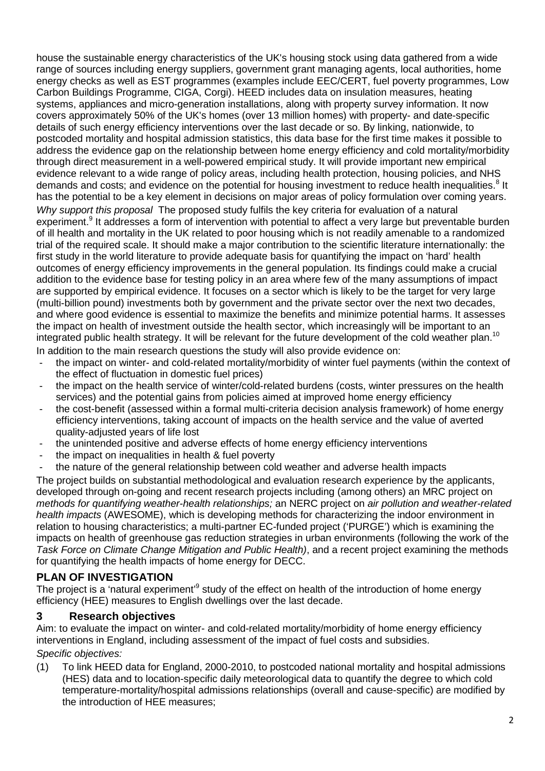house the sustainable energy characteristics of the UK's housing stock using data gathered from a wide range of sources including energy suppliers, government grant managing agents, local authorities, home energy checks as well as EST programmes (examples include EEC/CERT, fuel poverty programmes, Low Carbon Buildings Programme, CIGA, Corgi). HEED includes data on insulation measures, heating systems, appliances and micro-generation installations, along with property survey information. It now covers approximately 50% of the UK's homes (over 13 million homes) with property- and date-specific details of such energy efficiency interventions over the last decade or so. By linking, nationwide, to postcoded mortality and hospital admission statistics, this data base for the first time makes it possible to address the evidence gap on the relationship between home energy efficiency and cold mortality/morbidity through direct measurement in a well-powered empirical study. It will provide important new empirical evidence relevant to a wide range of policy areas, including health protection, housing policies, and NHS demands and costs; and evidence on the potential for housing investment to reduce health inequalities.[8] It has the potential to be a key element in decisions on major areas of policy formulation over coming years.

*Why support this proposal* The proposed study fulfils the key criteria for evaluation of a natural experiment.[9] It addresses a form of intervention with potential to affect a very large but preventable burden of ill health and mortality in the UK related to poor housing which is not readily amenable to a randomized trial of the required scale. It should make a major contribution to the scientific literature internationally: the first study in the world literature to provide adequate basis for quantifying the impact on 'hard' health outcomes of energy efficiency improvements in the general population. Its findings could make a crucial addition to the evidence base for testing policy in an area where few of the many assumptions of impact are supported by empirical evidence. It focuses on a sector which is likely to be the target for very large (multi-billion pound) investments both by government and the private sector over the next two decades, and where good evidence is essential to maximize the benefits and minimize potential harms. It assesses the impact on health of investment outside the health sector, which increasingly will be important to an integrated public health strategy. It will be relevant for the future development of the cold weather plan.[10]

In addition to the main research questions the study will also provide evidence on:

- the impact on winter- and cold-related mortality/morbidity of winter fuel payments (within the context of the effect of fluctuation in domestic fuel prices)
- the impact on the health service of winter/cold-related burdens (costs, winter pressures on the health services) and the potential gains from policies aimed at improved home energy efficiency
- the cost-benefit (assessed within a formal multi-criteria decision analysis framework) of home energy efficiency interventions, taking account of impacts on the health service and the value of averted quality-adjusted years of life lost
- the unintended positive and adverse effects of home energy efficiency interventions
- the impact on inequalities in health & fuel poverty
- the nature of the general relationship between cold weather and adverse health impacts

The project builds on substantial methodological and evaluation research experience by the applicants, developed through on-going and recent research projects including (among others) an MRC project on *methods for quantifying weather-health relationships;* an NERC project on *air pollution and weather-related health impacts* (AWESOME), which is developing methods for characterizing the indoor environment in relation to housing characteristics; a multi-partner EC-funded project ('PURGE') which is examining the impacts on health of greenhouse gas reduction strategies in urban environments (following the work of the *Task Force on Climate Change Mitigation and Public Health)*, and a recent project examining the methods for quantifying the health impacts of home energy for DECC.

## PLAN OF INVESTIGATION

The project is a 'natural experiment'[9] study of the effect on health of the introduction of home energy efficiency (HEE) measures to English dwellings over the last decade.

## 3 Research objectives

Aim: to evaluate the impact on winter- and cold-related mortality/morbidity of home energy efficiency interventions in England, including assessment of the impact of fuel costs and subsidies.

*Specific objectives:*

(1) To link HEED data for England, 2000-2010, to postcoded national mortality and hospital admissions (HES) data and to location-specific daily meteorological data to quantify the degree to which cold temperature-mortality/hospital admissions relationships (overall and cause-specific) are modified by the introduction of HEE measures;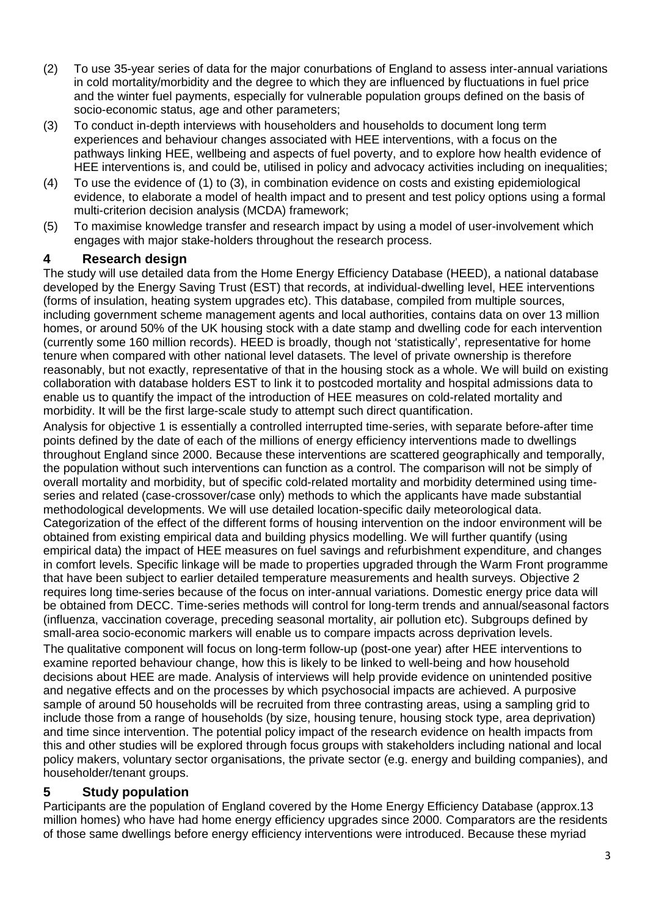(2) To use 35-year series of data for the major conurbations of England to assess inter-annual variations in cold mortality/morbidity and the degree to which they are influenced by fluctuations in fuel price and the winter fuel payments, especially for vulnerable population groups defined on the basis of socio-economic status, age and other parameters;

(3) To conduct in-depth interviews with householders and households to document long term experiences and behaviour changes associated with HEE interventions, with a focus on the pathways linking HEE, wellbeing and aspects of fuel poverty, and to explore how health evidence of HEE interventions is, and could be, utilised in policy and advocacy activities including on inequalities;

(4) To use the evidence of (1) to (3), in combination evidence on costs and existing epidemiological evidence, to elaborate a model of health impact and to present and test policy options using a formal multi-criterion decision analysis (MCDA) framework;

(5) To maximise knowledge transfer and research impact by using a model of user-involvement which engages with major stake-holders throughout the research process.

## 4 Research design

The study will use detailed data from the Home Energy Efficiency Database (HEED), a national database developed by the Energy Saving Trust (EST) that records, at individual-dwelling level, HEE interventions (forms of insulation, heating system upgrades etc). This database, compiled from multiple sources, including government scheme management agents and local authorities, contains data on over 13 million homes, or around 50% of the UK housing stock with a date stamp and dwelling code for each intervention (currently some 160 million records). HEED is broadly, though not 'statistically', representative for home tenure when compared with other national level datasets. The level of private ownership is therefore reasonably, but not exactly, representative of that in the housing stock as a whole. We will build on existing collaboration with database holders EST to link it to postcoded mortality and hospital admissions data to enable us to quantify the impact of the introduction of HEE measures on cold-related mortality and morbidity. It will be the first large-scale study to attempt such direct quantification.

Analysis for objective 1 is essentially a controlled interrupted time-series, with separate before-after time points defined by the date of each of the millions of energy efficiency interventions made to dwellings throughout England since 2000. Because these interventions are scattered geographically and temporally, the population without such interventions can function as a control. The comparison will not be simply of overall mortality and morbidity, but of specific cold-related mortality and morbidity determined using time-series and related (case-crossover/case only) methods to which the applicants have made substantial methodological developments. We will use detailed location-specific daily meteorological data. Categorization of the effect of the different forms of housing intervention on the indoor environment will be obtained from existing empirical data and building physics modelling. We will further quantify (using empirical data) the impact of HEE measures on fuel savings and refurbishment expenditure, and changes in comfort levels. Specific linkage will be made to properties upgraded through the Warm Front programme that have been subject to earlier detailed temperature measurements and health surveys. Objective 2 requires long time-series because of the focus on inter-annual variations. Domestic energy price data will be obtained from DECC. Time-series methods will control for long-term trends and annual/seasonal factors (influenza, vaccination coverage, preceding seasonal mortality, air pollution etc). Subgroups defined by small-area socio-economic markers will enable us to compare impacts across deprivation levels.

The qualitative component will focus on long-term follow-up (post-one year) after HEE interventions to examine reported behaviour change, how this is likely to be linked to well-being and how household decisions about HEE are made. Analysis of interviews will help provide evidence on unintended positive and negative effects and on the processes by which psychosocial impacts are achieved. A purposive sample of around 50 households will be recruited from three contrasting areas, using a sampling grid to include those from a range of households (by size, housing tenure, housing stock type, area deprivation) and time since intervention. The potential policy impact of the research evidence on health impacts from this and other studies will be explored through focus groups with stakeholders including national and local policy makers, voluntary sector organisations, the private sector (e.g. energy and building companies), and householder/tenant groups.

## 5 Study population

Participants are the population of England covered by the Home Energy Efficiency Database (approx.13 million homes) who have had home energy efficiency upgrades since 2000. Comparators are the residents of those same dwellings before energy efficiency interventions were introduced. Because these myriad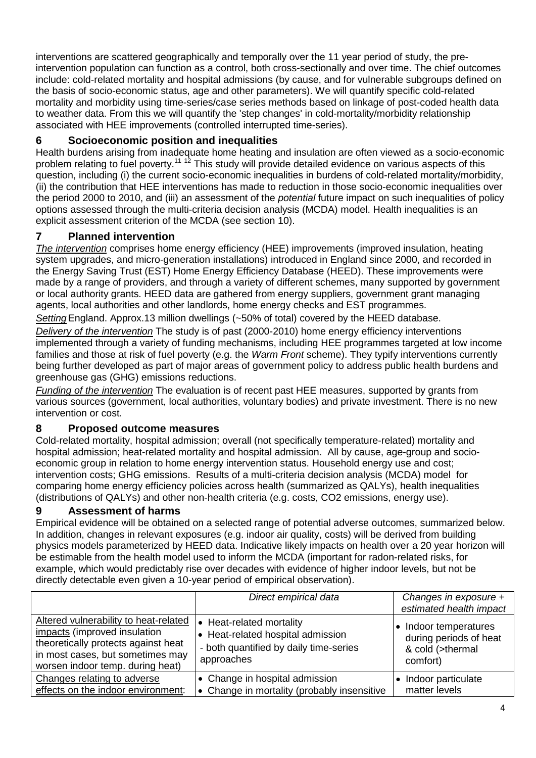interventions are scattered geographically and temporally over the 11 year period of study, the pre-intervention population can function as a control, both cross-sectionally and over time. The chief outcomes include: cold-related mortality and hospital admissions (by cause, and for vulnerable subgroups defined on the basis of socio-economic status, age and other parameters). We will quantify specific cold-related mortality and morbidity using time-series/case series methods based on linkage of post-coded health data to weather data. From this we will quantify the 'step changes' in cold-mortality/morbidity relationship associated with HEE improvements (controlled interrupted time-series).

## 6 Socioeconomic position and inequalities

Health burdens arising from inadequate home heating and insulation are often viewed as a socio-economic problem relating to fuel poverty.[11 12] This study will provide detailed evidence on various aspects of this question, including (i) the current socio-economic inequalities in burdens of cold-related mortality/morbidity, (ii) the contribution that HEE interventions has made to reduction in those socio-economic inequalities over the period 2000 to 2010, and (iii) an assessment of the *potential* future impact on such inequalities of policy options assessed through the multi-criteria decision analysis (MCDA) model. Health inequalities is an explicit assessment criterion of the MCDA (see section 10).

## 7 Planned intervention

*The intervention* comprises home energy efficiency (HEE) improvements (improved insulation, heating system upgrades, and micro-generation installations) introduced in England since 2000, and recorded in the Energy Saving Trust (EST) Home Energy Efficiency Database (HEED). These improvements were made by a range of providers, and through a variety of different schemes, many supported by government or local authority grants. HEED data are gathered from energy suppliers, government grant managing agents, local authorities and other landlords, home energy checks and EST programmes.

*Setting* England. Approx.13 million dwellings (~50% of total) covered by the HEED database.

*Delivery of the intervention* The study is of past (2000-2010) home energy efficiency interventions implemented through a variety of funding mechanisms, including HEE programmes targeted at low income families and those at risk of fuel poverty (e.g. the *Warm Front* scheme). They typify interventions currently being further developed as part of major areas of government policy to address public health burdens and greenhouse gas (GHG) emissions reductions.

*Funding of the intervention* The evaluation is of recent past HEE measures, supported by grants from various sources (government, local authorities, voluntary bodies) and private investment. There is no new intervention or cost.

## 8 Proposed outcome measures

Cold-related mortality, hospital admission; overall (not specifically temperature-related) mortality and hospital admission; heat-related mortality and hospital admission. All by cause, age-group and socio-economic group in relation to home energy intervention status. Household energy use and cost; intervention costs; GHG emissions. Results of a multi-criteria decision analysis (MCDA) model for comparing home energy efficiency policies across health (summarized as QALYs), health inequalities (distributions of QALYs) and other non-health criteria (e.g. costs, $CO_2$ emissions, energy use).

## 9 Assessment of harms

Empirical evidence will be obtained on a selected range of potential adverse outcomes, summarized below. In addition, changes in relevant exposures (e.g. indoor air quality, costs) will be derived from building physics models parameterized by HEED data. Indicative likely impacts on health over a 20 year horizon will be estimable from the health model used to inform the MCDA (important for radon-related risks, for example, which would predictably rise over decades with evidence of higher indoor levels, but not be directly detectable even given a 10-year period of empirical observation).

| | *Direct empirical data* | *Changes in exposure + estimated health impact* |
|---|---|---|
| Altered vulnerability to heat-related impacts (improved insulation theoretically protects against heat in most cases, but sometimes may worsen indoor temp. during heat) | • Heat-related mortality<br>• Heat-related hospital admission<br>- both quantified by daily time-series approaches | • Indoor temperatures during periods of heat & cold (>thermal comfort) |
| Changes relating to adverse effects on the indoor environment: | • Change in hospital admission<br>• Change in mortality (probably insensitive | • Indoor particulate matter levels |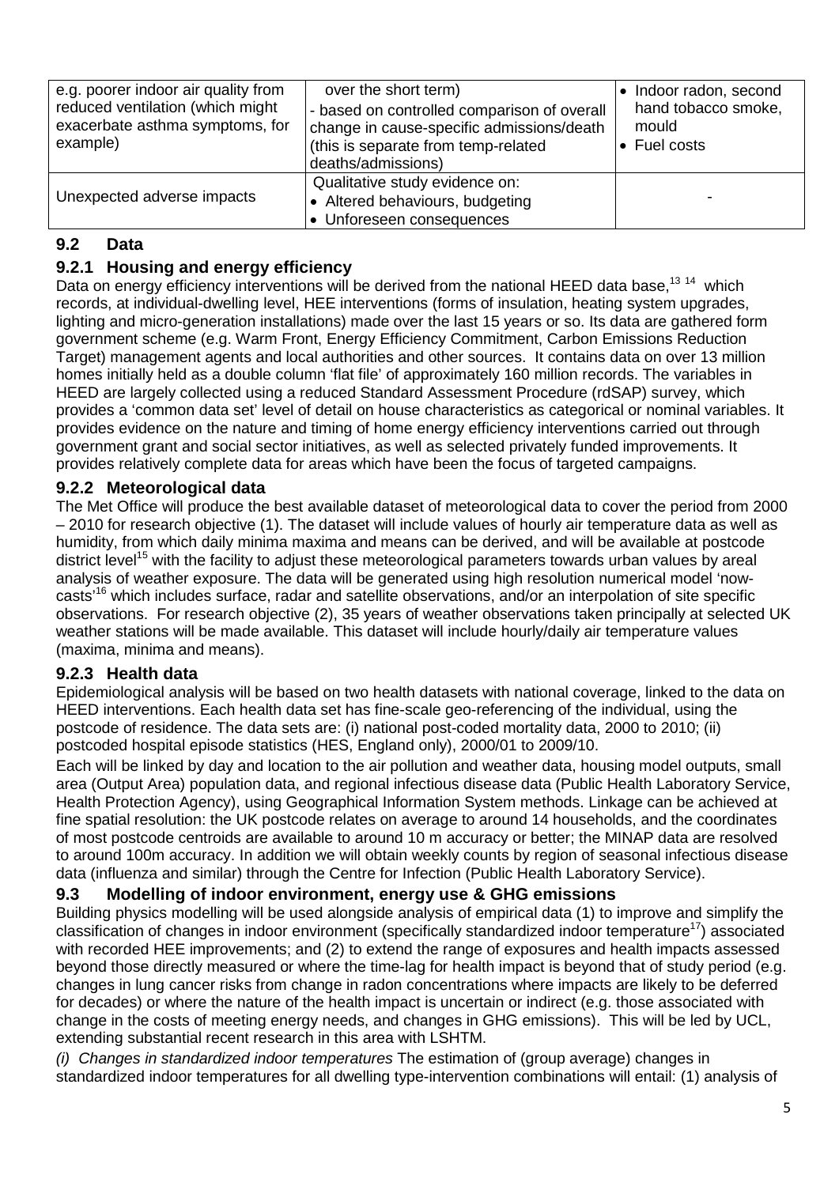| | | |
|---|---|---|
| e.g. poorer indoor air quality from reduced ventilation (which might exacerbate asthma symptoms, for example) | over the short term)<br>- based on controlled comparison of overall change in cause-specific admissions/death (this is separate from temp-related deaths/admissions) | • Indoor radon, second hand tobacco smoke, mould<br>• Fuel costs |
| Unexpected adverse impacts | Qualitative study evidence on:<br>• Altered behaviours, budgeting<br>• Unforeseen consequences | - |

## 9.2 Data

### 9.2.1 Housing and energy efficiency

Data on energy efficiency interventions will be derived from the national HEED data base,[13 14] which records, at individual-dwelling level, HEE interventions (forms of insulation, heating system upgrades, lighting and micro-generation installations) made over the last 15 years or so. Its data are gathered form government scheme (e.g. Warm Front, Energy Efficiency Commitment, Carbon Emissions Reduction Target) management agents and local authorities and other sources. It contains data on over 13 million homes initially held as a double column 'flat file' of approximately 160 million records. The variables in HEED are largely collected using a reduced Standard Assessment Procedure (rdSAP) survey, which provides a 'common data set' level of detail on house characteristics as categorical or nominal variables. It provides evidence on the nature and timing of home energy efficiency interventions carried out through government grant and social sector initiatives, as well as selected privately funded improvements. It provides relatively complete data for areas which have been the focus of targeted campaigns.

### 9.2.2 Meteorological data

The Met Office will produce the best available dataset of meteorological data to cover the period from 2000 – 2010 for research objective (1). The dataset will include values of hourly air temperature data as well as humidity, from which daily minima maxima and means can be derived, and will be available at postcode district level[15] with the facility to adjust these meteorological parameters towards urban values by areal analysis of weather exposure. The data will be generated using high resolution numerical model 'now-casts'[16] which includes surface, radar and satellite observations, and/or an interpolation of site specific observations. For research objective (2), 35 years of weather observations taken principally at selected UK weather stations will be made available. This dataset will include hourly/daily air temperature values (maxima, minima and means).

### 9.2.3 Health data

Epidemiological analysis will be based on two health datasets with national coverage, linked to the data on HEED interventions. Each health data set has fine-scale geo-referencing of the individual, using the postcode of residence. The data sets are: (i) national post-coded mortality data, 2000 to 2010; (ii) postcoded hospital episode statistics (HES, England only), 2000/01 to 2009/10.

Each will be linked by day and location to the air pollution and weather data, housing model outputs, small area (Output Area) population data, and regional infectious disease data (Public Health Laboratory Service, Health Protection Agency), using Geographical Information System methods. Linkage can be achieved at fine spatial resolution: the UK postcode relates on average to around 14 households, and the coordinates of most postcode centroids are available to around 10 m accuracy or better; the MINAP data are resolved to around 100m accuracy. In addition we will obtain weekly counts by region of seasonal infectious disease data (influenza and similar) through the Centre for Infection (Public Health Laboratory Service).

## 9.3 Modelling of indoor environment, energy use & GHG emissions

Building physics modelling will be used alongside analysis of empirical data (1) to improve and simplify the classification of changes in indoor environment (specifically standardized indoor temperature[17]) associated with recorded HEE improvements; and (2) to extend the range of exposures and health impacts assessed beyond those directly measured or where the time-lag for health impact is beyond that of study period (e.g. changes in lung cancer risks from change in radon concentrations where impacts are likely to be deferred for decades) or where the nature of the health impact is uncertain or indirect (e.g. those associated with change in the costs of meeting energy needs, and changes in GHG emissions). This will be led by UCL, extending substantial recent research in this area with LSHTM.

*(i) Changes in standardized indoor temperatures* The estimation of (group average) changes in standardized indoor temperatures for all dwelling type-intervention combinations will entail: (1) analysis of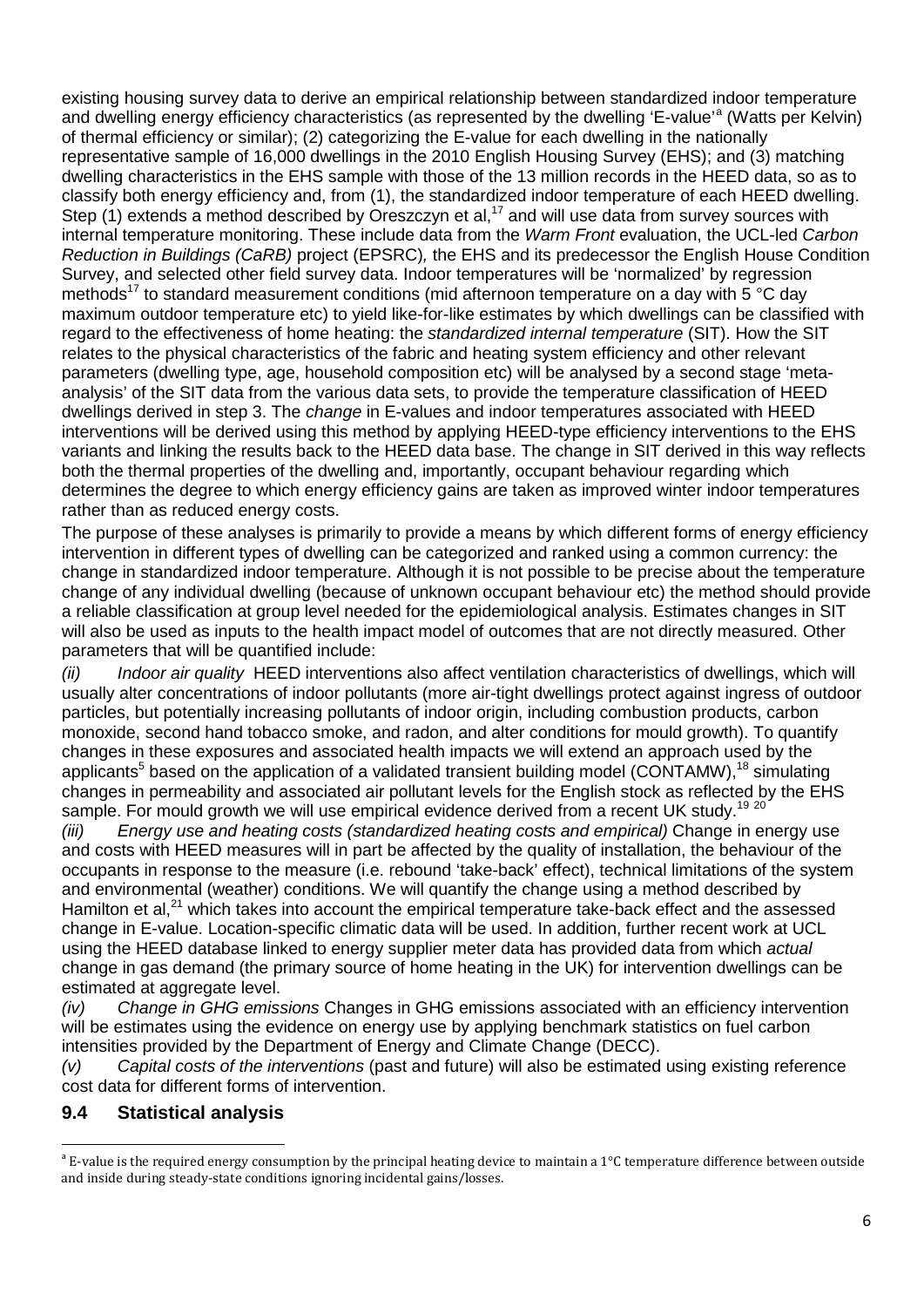existing housing survey data to derive an empirical relationship between standardized indoor temperature and dwelling energy efficiency characteristics (as represented by the dwelling 'E-value'[a] (Watts per Kelvin) of thermal efficiency or similar); (2) categorizing the E-value for each dwelling in the nationally representative sample of 16,000 dwellings in the 2010 English Housing Survey (EHS); and (3) matching dwelling characteristics in the EHS sample with those of the 13 million records in the HEED data, so as to classify both energy efficiency and, from (1), the standardized indoor temperature of each HEED dwelling. Step (1) extends a method described by Oreszczyn et al,[17] and will use data from survey sources with internal temperature monitoring. These include data from the *Warm Front* evaluation, the UCL-led *Carbon Reduction in Buildings (CaRB)* project (EPSRC), the EHS and its predecessor the English House Condition Survey, and selected other field survey data. Indoor temperatures will be 'normalized' by regression methods[17] to standard measurement conditions (mid afternoon temperature on a day with 5 °C day maximum outdoor temperature etc) to yield like-for-like estimates by which dwellings can be classified with regard to the effectiveness of home heating: the *standardized internal temperature* (SIT). How the SIT relates to the physical characteristics of the fabric and heating system efficiency and other relevant parameters (dwelling type, age, household composition etc) will be analysed by a second stage 'meta-analysis' of the SIT data from the various data sets, to provide the temperature classification of HEED dwellings derived in step 3. The *change* in E-values and indoor temperatures associated with HEED interventions will be derived using this method by applying HEED-type efficiency interventions to the EHS variants and linking the results back to the HEED data base. The change in SIT derived in this way reflects both the thermal properties of the dwelling and, importantly, occupant behaviour regarding which determines the degree to which energy efficiency gains are taken as improved winter indoor temperatures rather than as reduced energy costs.

The purpose of these analyses is primarily to provide a means by which different forms of energy efficiency intervention in different types of dwelling can be categorized and ranked using a common currency: the change in standardized indoor temperature. Although it is not possible to be precise about the temperature change of any individual dwelling (because of unknown occupant behaviour etc) the method should provide a reliable classification at group level needed for the epidemiological analysis. Estimates changes in SIT will also be used as inputs to the health impact model of outcomes that are not directly measured. Other parameters that will be quantified include:

*(ii)* *Indoor air quality* HEED interventions also affect ventilation characteristics of dwellings, which will usually alter concentrations of indoor pollutants (more air-tight dwellings protect against ingress of outdoor particles, but potentially increasing pollutants of indoor origin, including combustion products, carbon monoxide, second hand tobacco smoke, and radon, and alter conditions for mould growth). To quantify changes in these exposures and associated health impacts we will extend an approach used by the applicants[5] based on the application of a validated transient building model (CONTAMW),[18] simulating changes in permeability and associated air pollutant levels for the English stock as reflected by the EHS sample. For mould growth we will use empirical evidence derived from a recent UK study.[19 20]

*(iii)* *Energy use and heating costs (standardized heating costs and empirical)* Change in energy use and costs with HEED measures will in part be affected by the quality of installation, the behaviour of the occupants in response to the measure (i.e. rebound 'take-back' effect), technical limitations of the system and environmental (weather) conditions. We will quantify the change using a method described by Hamilton et al,[21] which takes into account the empirical temperature take-back effect and the assessed change in E-value. Location-specific climatic data will be used. In addition, further recent work at UCL using the HEED database linked to energy supplier meter data has provided data from which *actual* change in gas demand (the primary source of home heating in the UK) for intervention dwellings can be estimated at aggregate level.

*(iv)* *Change in GHG emissions* Changes in GHG emissions associated with an efficiency intervention will be estimates using the evidence on energy use by applying benchmark statistics on fuel carbon intensities provided by the Department of Energy and Climate Change (DECC).

*(v)* *Capital costs of the interventions* (past and future) will also be estimated using existing reference cost data for different forms of intervention.

## 9.4 Statistical analysis

[a] E-value is the required energy consumption by the principal heating device to maintain a 1°C temperature difference between outside and inside during steady-state conditions ignoring incidental gains/losses.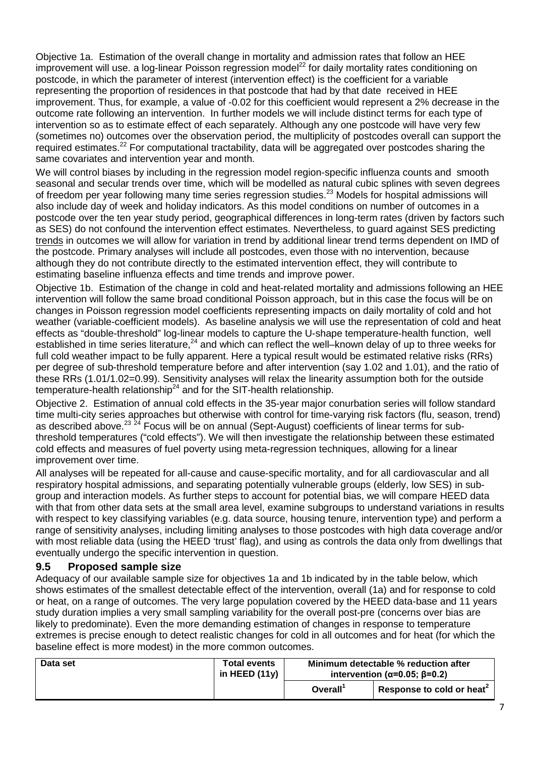Objective 1a. Estimation of the overall change in mortality and admission rates that follow an HEE improvement will use. a log-linear Poisson regression model[22] for daily mortality rates conditioning on postcode, in which the parameter of interest (intervention effect) is the coefficient for a variable representing the proportion of residences in that postcode that had by that date received in HEE improvement. Thus, for example, a value of -0.02 for this coefficient would represent a 2% decrease in the outcome rate following an intervention. In further models we will include distinct terms for each type of intervention so as to estimate effect of each separately. Although any one postcode will have very few (sometimes no) outcomes over the observation period, the multiplicity of postcodes overall can support the required estimates.[22] For computational tractability, data will be aggregated over postcodes sharing the same covariates and intervention year and month.

We will control biases by including in the regression model region-specific influenza counts and smooth seasonal and secular trends over time, which will be modelled as natural cubic splines with seven degrees of freedom per year following many time series regression studies.[23] Models for hospital admissions will also include day of week and holiday indicators. As this model conditions on number of outcomes in a postcode over the ten year study period, geographical differences in long-term rates (driven by factors such as SES) do not confound the intervention effect estimates. Nevertheless, to guard against SES predicting <u>trends</u> in outcomes we will allow for variation in trend by additional linear trend terms dependent on IMD of the postcode. Primary analyses will include all postcodes, even those with no intervention, because although they do not contribute directly to the estimated intervention effect, they will contribute to estimating baseline influenza effects and time trends and improve power.

Objective 1b. Estimation of the change in cold and heat-related mortality and admissions following an HEE intervention will follow the same broad conditional Poisson approach, but in this case the focus will be on changes in Poisson regression model coefficients representing impacts on daily mortality of cold and hot weather (variable-coefficient models). As baseline analysis we will use the representation of cold and heat effects as "double-threshold" log-linear models to capture the U-shape temperature-health function, well established in time series literature,[24] and which can reflect the well–known delay of up to three weeks for full cold weather impact to be fully apparent. Here a typical result would be estimated relative risks (RRs) per degree of sub-threshold temperature before and after intervention (say 1.02 and 1.01), and the ratio of these RRs (1.01/1.02=0.99). Sensitivity analyses will relax the linearity assumption both for the outside temperature-health relationship[24] and for the SIT-health relationship.

Objective 2. Estimation of annual cold effects in the 35-year major conurbation series will follow standard time multi-city series approaches but otherwise with control for time-varying risk factors (flu, season, trend) as described above.[23 24] Focus will be on annual (Sept-August) coefficients of linear terms for sub-threshold temperatures ("cold effects"). We will then investigate the relationship between these estimated cold effects and measures of fuel poverty using meta-regression techniques, allowing for a linear improvement over time.

All analyses will be repeated for all-cause and cause-specific mortality, and for all cardiovascular and all respiratory hospital admissions, and separating potentially vulnerable groups (elderly, low SES) in sub-group and interaction models. As further steps to account for potential bias, we will compare HEED data with that from other data sets at the small area level, examine subgroups to understand variations in results with respect to key classifying variables (e.g. data source, housing tenure, intervention type) and perform a range of sensitivity analyses, including limiting analyses to those postcodes with high data coverage and/or with most reliable data (using the HEED 'trust' flag), and using as controls the data only from dwellings that eventually undergo the specific intervention in question.

## 9.5 Proposed sample size

Adequacy of our available sample size for objectives 1a and 1b indicated by in the table below, which shows estimates of the smallest detectable effect of the intervention, overall (1a) and for response to cold or heat, on a range of outcomes. The very large population covered by the HEED data-base and 11 years study duration implies a very small sampling variability for the overall post-pre (concerns over bias are likely to predominate). Even the more demanding estimation of changes in response to temperature extremes is precise enough to detect realistic changes for cold in all outcomes and for heat (for which the baseline effect is more modest) in the more common outcomes.

| Data set | Total events in HEED (11y) | Minimum detectable % reduction after intervention ($\alpha$=0.05; $\beta$=0.2) | |
|---|---|---|---|
| | | Overall[1] | Response to cold or heat[2] |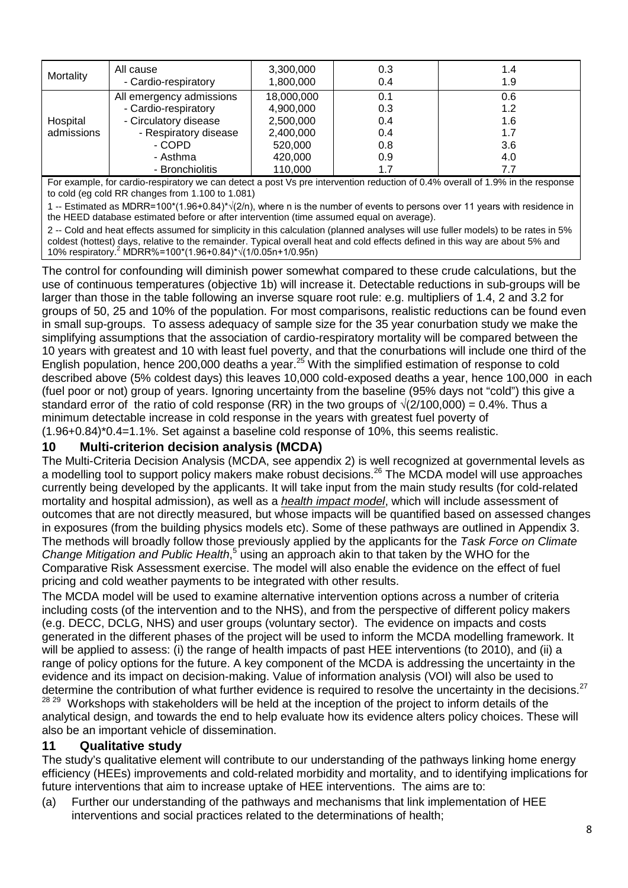| Mortality | All cause | 3,300,000 | 0.3 | 1.4 |
|---|---|---|---|---|
| | - Cardio-respiratory | 1,800,000 | 0.4 | 1.9 |
| Hospital admissions | All emergency admissions | 18,000,000 | 0.1 | 0.6 |
| | - Cardio-respiratory | 4,900,000 | 0.3 | 1.2 |
| | - Circulatory disease | 2,500,000 | 0.4 | 1.6 |
| | - Respiratory disease | 2,400,000 | 0.4 | 1.7 |
| | - COPD | 520,000 | 0.8 | 3.6 |
| | - Asthma | 420,000 | 0.9 | 4.0 |
| | - Bronchiolitis | 110,000 | 1.7 | 7.7 |

For example, for cardio-respiratory we can detect a post Vs pre intervention reduction of 0.4% overall of 1.9% in the response to cold (eg cold RR changes from 1.100 to 1.081)

1 -- Estimated as MDRR=100*(1.96+0.84)*√(2/n), where n is the number of events to persons over 11 years with residence in the HEED database estimated before or after intervention (time assumed equal on average).

2 -- Cold and heat effects assumed for simplicity in this calculation (planned analyses will use fuller models) to be rates in 5% coldest (hottest) days, relative to the remainder. Typical overall heat and cold effects defined in this way are about 5% and 10% respiratory.[2] MDRR%=100*(1.96+0.84)*√(1/0.05n+1/0.95n)

The control for confounding will diminish power somewhat compared to these crude calculations, but the use of continuous temperatures (objective 1b) will increase it. Detectable reductions in sub-groups will be larger than those in the table following an inverse square root rule: e.g. multipliers of 1.4, 2 and 3.2 for groups of 50, 25 and 10% of the population. For most comparisons, realistic reductions can be found even in small sup-groups. To assess adequacy of sample size for the 35 year conurbation study we make the simplifying assumptions that the association of cardio-respiratory mortality will be compared between the 10 years with greatest and 10 with least fuel poverty, and that the conurbations will include one third of the English population, hence 200,000 deaths a year.[25] With the simplified estimation of response to cold described above (5% coldest days) this leaves 10,000 cold-exposed deaths a year, hence 100,000 in each (fuel poor or not) group of years. Ignoring uncertainty from the baseline (95% days not "cold") this give a standard error of the ratio of cold response (RR) in the two groups of √(2/100,000) = 0.4%. Thus a minimum detectable increase in cold response in the years with greatest fuel poverty of (1.96+0.84)*0.4=1.1%. Set against a baseline cold response of 10%, this seems realistic.

## 10 Multi-criterion decision analysis (MCDA)

The Multi-Criteria Decision Analysis (MCDA, see appendix 2) is well recognized at governmental levels as a modelling tool to support policy makers make robust decisions.[26] The MCDA model will use approaches currently being developed by the applicants. It will take input from the main study results (for cold-related mortality and hospital admission), as well as a *health impact model*, which will include assessment of outcomes that are not directly measured, but whose impacts will be quantified based on assessed changes in exposures (from the building physics models etc). Some of these pathways are outlined in Appendix 3. The methods will broadly follow those previously applied by the applicants for the *Task Force on Climate Change Mitigation and Public Health*,[5] using an approach akin to that taken by the WHO for the Comparative Risk Assessment exercise. The model will also enable the evidence on the effect of fuel pricing and cold weather payments to be integrated with other results.

The MCDA model will be used to examine alternative intervention options across a number of criteria including costs (of the intervention and to the NHS), and from the perspective of different policy makers (e.g. DECC, DCLG, NHS) and user groups (voluntary sector). The evidence on impacts and costs generated in the different phases of the project will be used to inform the MCDA modelling framework. It will be applied to assess: (i) the range of health impacts of past HEE interventions (to 2010), and (ii) a range of policy options for the future. A key component of the MCDA is addressing the uncertainty in the evidence and its impact on decision-making. Value of information analysis (VOI) will also be used to determine the contribution of what further evidence is required to resolve the uncertainty in the decisions.[27 28 29] Workshops with stakeholders will be held at the inception of the project to inform details of the analytical design, and towards the end to help evaluate how its evidence alters policy choices. These will also be an important vehicle of dissemination.

## 11 Qualitative study

The study's qualitative element will contribute to our understanding of the pathways linking home energy efficiency (HEEs) improvements and cold-related morbidity and mortality, and to identifying implications for future interventions that aim to increase uptake of HEE interventions. The aims are to:

(a) Further our understanding of the pathways and mechanisms that link implementation of HEE interventions and social practices related to the determinations of health;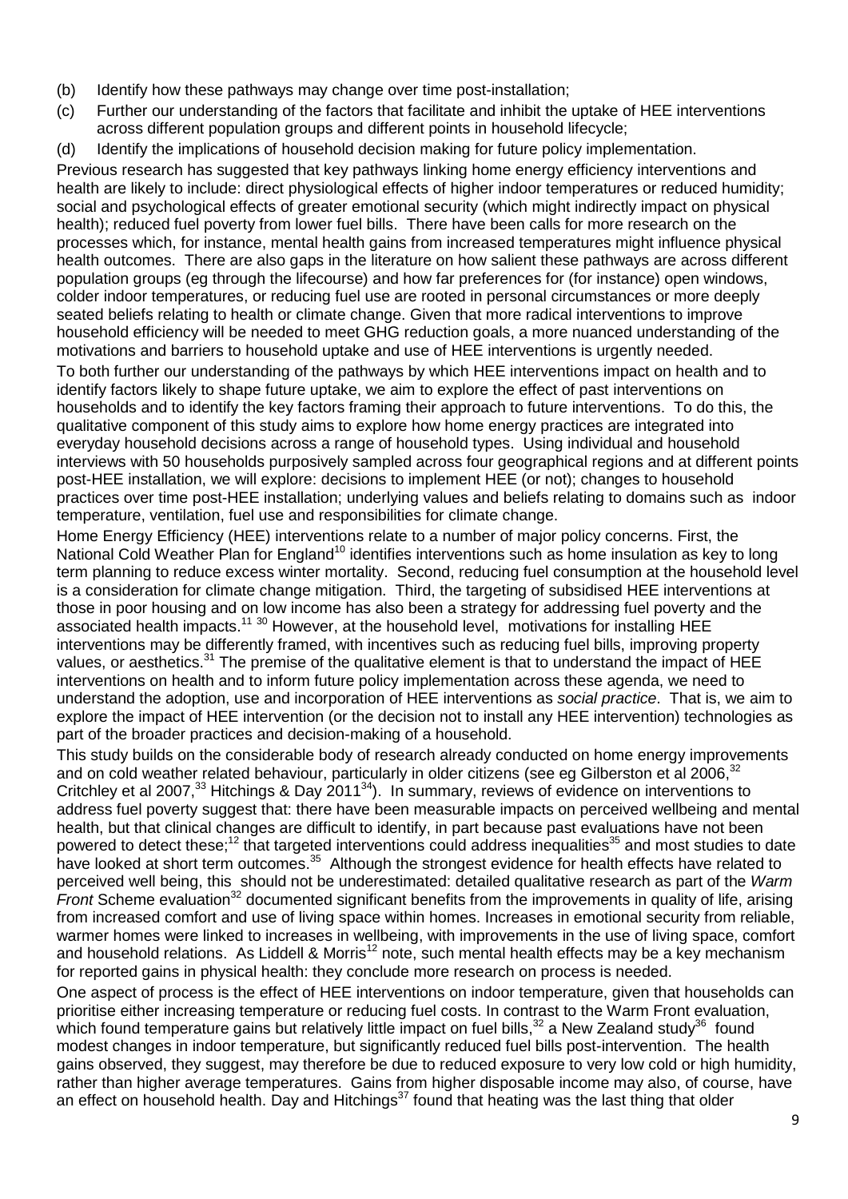(b) Identify how these pathways may change over time post-installation;

(c) Further our understanding of the factors that facilitate and inhibit the uptake of HEE interventions across different population groups and different points in household lifecycle;

(d) Identify the implications of household decision making for future policy implementation.

Previous research has suggested that key pathways linking home energy efficiency interventions and health are likely to include: direct physiological effects of higher indoor temperatures or reduced humidity; social and psychological effects of greater emotional security (which might indirectly impact on physical health); reduced fuel poverty from lower fuel bills. There have been calls for more research on the processes which, for instance, mental health gains from increased temperatures might influence physical health outcomes. There are also gaps in the literature on how salient these pathways are across different population groups (eg through the lifecourse) and how far preferences for (for instance) open windows, colder indoor temperatures, or reducing fuel use are rooted in personal circumstances or more deeply seated beliefs relating to health or climate change. Given that more radical interventions to improve household efficiency will be needed to meet GHG reduction goals, a more nuanced understanding of the motivations and barriers to household uptake and use of HEE interventions is urgently needed.

To both further our understanding of the pathways by which HEE interventions impact on health and to identify factors likely to shape future uptake, we aim to explore the effect of past interventions on households and to identify the key factors framing their approach to future interventions. To do this, the qualitative component of this study aims to explore how home energy practices are integrated into everyday household decisions across a range of household types. Using individual and household interviews with 50 households purposively sampled across four geographical regions and at different points post-HEE installation, we will explore: decisions to implement HEE (or not); changes to household practices over time post-HEE installation; underlying values and beliefs relating to domains such as indoor temperature, ventilation, fuel use and responsibilities for climate change.

Home Energy Efficiency (HEE) interventions relate to a number of major policy concerns. First, the National Cold Weather Plan for England[10] identifies interventions such as home insulation as key to long term planning to reduce excess winter mortality. Second, reducing fuel consumption at the household level is a consideration for climate change mitigation. Third, the targeting of subsidised HEE interventions at those in poor housing and on low income has also been a strategy for addressing fuel poverty and the associated health impacts.[11 30] However, at the household level, motivations for installing HEE interventions may be differently framed, with incentives such as reducing fuel bills, improving property values, or aesthetics.[31] The premise of the qualitative element is that to understand the impact of HEE interventions on health and to inform future policy implementation across these agenda, we need to understand the adoption, use and incorporation of HEE interventions as *social practice*. That is, we aim to explore the impact of HEE intervention (or the decision not to install any HEE intervention) technologies as part of the broader practices and decision-making of a household.

This study builds on the considerable body of research already conducted on home energy improvements and on cold weather related behaviour, particularly in older citizens (see eg Gilberston et al 2006,[32] Critchley et al 2007,[33] Hitchings & Day 2011[34]). In summary, reviews of evidence on interventions to address fuel poverty suggest that: there have been measurable impacts on perceived wellbeing and mental health, but that clinical changes are difficult to identify, in part because past evaluations have not been powered to detect these;[12] that targeted interventions could address inequalities[35] and most studies to date have looked at short term outcomes.[35] Although the strongest evidence for health effects have related to perceived well being, this should not be underestimated: detailed qualitative research as part of the *Warm Front* Scheme evaluation[32] documented significant benefits from the improvements in quality of life, arising from increased comfort and use of living space within homes. Increases in emotional security from reliable, warmer homes were linked to increases in wellbeing, with improvements in the use of living space, comfort and household relations. As Liddell & Morris[12] note, such mental health effects may be a key mechanism for reported gains in physical health: they conclude more research on process is needed.

One aspect of process is the effect of HEE interventions on indoor temperature, given that households can prioritise either increasing temperature or reducing fuel costs. In contrast to the Warm Front evaluation, which found temperature gains but relatively little impact on fuel bills,[32] a New Zealand study[36] found modest changes in indoor temperature, but significantly reduced fuel bills post-intervention. The health gains observed, they suggest, may therefore be due to reduced exposure to very low cold or high humidity, rather than higher average temperatures. Gains from higher disposable income may also, of course, have an effect on household health. Day and Hitchings[37] found that heating was the last thing that older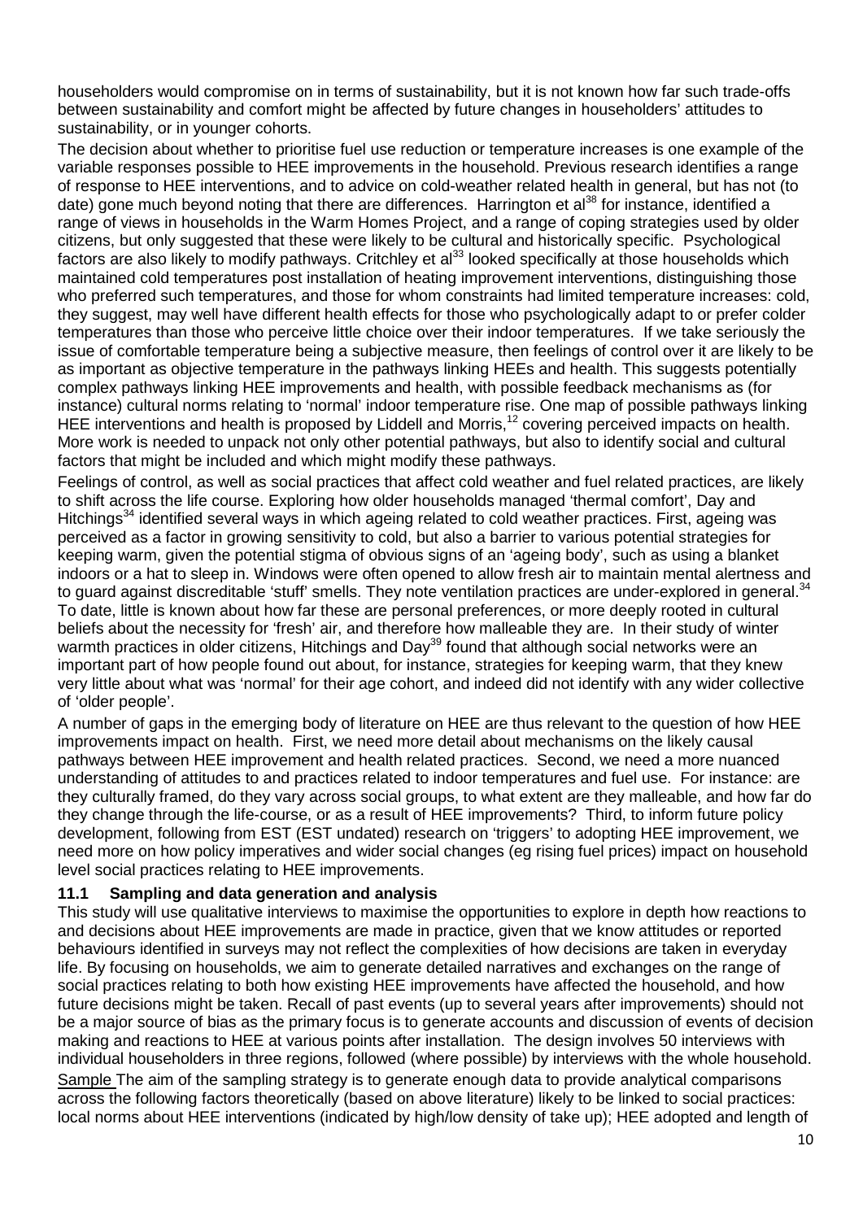householders would compromise on in terms of sustainability, but it is not known how far such trade-offs between sustainability and comfort might be affected by future changes in householders' attitudes to sustainability, or in younger cohorts.

The decision about whether to prioritise fuel use reduction or temperature increases is one example of the variable responses possible to HEE improvements in the household. Previous research identifies a range of response to HEE interventions, and to advice on cold-weather related health in general, but has not (to date) gone much beyond noting that there are differences. Harrington et al[38] for instance, identified a range of views in households in the Warm Homes Project, and a range of coping strategies used by older citizens, but only suggested that these were likely to be cultural and historically specific. Psychological factors are also likely to modify pathways. Critchley et al[33] looked specifically at those households which maintained cold temperatures post installation of heating improvement interventions, distinguishing those who preferred such temperatures, and those for whom constraints had limited temperature increases: cold, they suggest, may well have different health effects for those who psychologically adapt to or prefer colder temperatures than those who perceive little choice over their indoor temperatures. If we take seriously the issue of comfortable temperature being a subjective measure, then feelings of control over it are likely to be as important as objective temperature in the pathways linking HEEs and health. This suggests potentially complex pathways linking HEE improvements and health, with possible feedback mechanisms as (for instance) cultural norms relating to 'normal' indoor temperature rise. One map of possible pathways linking HEE interventions and health is proposed by Liddell and Morris,[12] covering perceived impacts on health. More work is needed to unpack not only other potential pathways, but also to identify social and cultural factors that might be included and which might modify these pathways.

Feelings of control, as well as social practices that affect cold weather and fuel related practices, are likely to shift across the life course. Exploring how older households managed 'thermal comfort', Day and Hitchings[34] identified several ways in which ageing related to cold weather practices. First, ageing was perceived as a factor in growing sensitivity to cold, but also a barrier to various potential strategies for keeping warm, given the potential stigma of obvious signs of an 'ageing body', such as using a blanket indoors or a hat to sleep in. Windows were often opened to allow fresh air to maintain mental alertness and to guard against discreditable 'stuff' smells. They note ventilation practices are under-explored in general.[34] To date, little is known about how far these are personal preferences, or more deeply rooted in cultural beliefs about the necessity for 'fresh' air, and therefore how malleable they are. In their study of winter warmth practices in older citizens, Hitchings and Day[39] found that although social networks were an important part of how people found out about, for instance, strategies for keeping warm, that they knew very little about what was 'normal' for their age cohort, and indeed did not identify with any wider collective of 'older people'.

A number of gaps in the emerging body of literature on HEE are thus relevant to the question of how HEE improvements impact on health. First, we need more detail about mechanisms on the likely causal pathways between HEE improvement and health related practices. Second, we need a more nuanced understanding of attitudes to and practices related to indoor temperatures and fuel use. For instance: are they culturally framed, do they vary across social groups, to what extent are they malleable, and how far do they change through the life-course, or as a result of HEE improvements? Third, to inform future policy development, following from EST (EST undated) research on 'triggers' to adopting HEE improvement, we need more on how policy imperatives and wider social changes (eg rising fuel prices) impact on household level social practices relating to HEE improvements.

### 11.1 Sampling and data generation and analysis

This study will use qualitative interviews to maximise the opportunities to explore in depth how reactions to and decisions about HEE improvements are made in practice, given that we know attitudes or reported behaviours identified in surveys may not reflect the complexities of how decisions are taken in everyday life. By focusing on households, we aim to generate detailed narratives and exchanges on the range of social practices relating to both how existing HEE improvements have affected the household, and how future decisions might be taken. Recall of past events (up to several years after improvements) should not be a major source of bias as the primary focus is to generate accounts and discussion of events of decision making and reactions to HEE at various points after installation. The design involves 50 interviews with individual householders in three regions, followed (where possible) by interviews with the whole household.

Sample The aim of the sampling strategy is to generate enough data to provide analytical comparisons across the following factors theoretically (based on above literature) likely to be linked to social practices: local norms about HEE interventions (indicated by high/low density of take up); HEE adopted and length of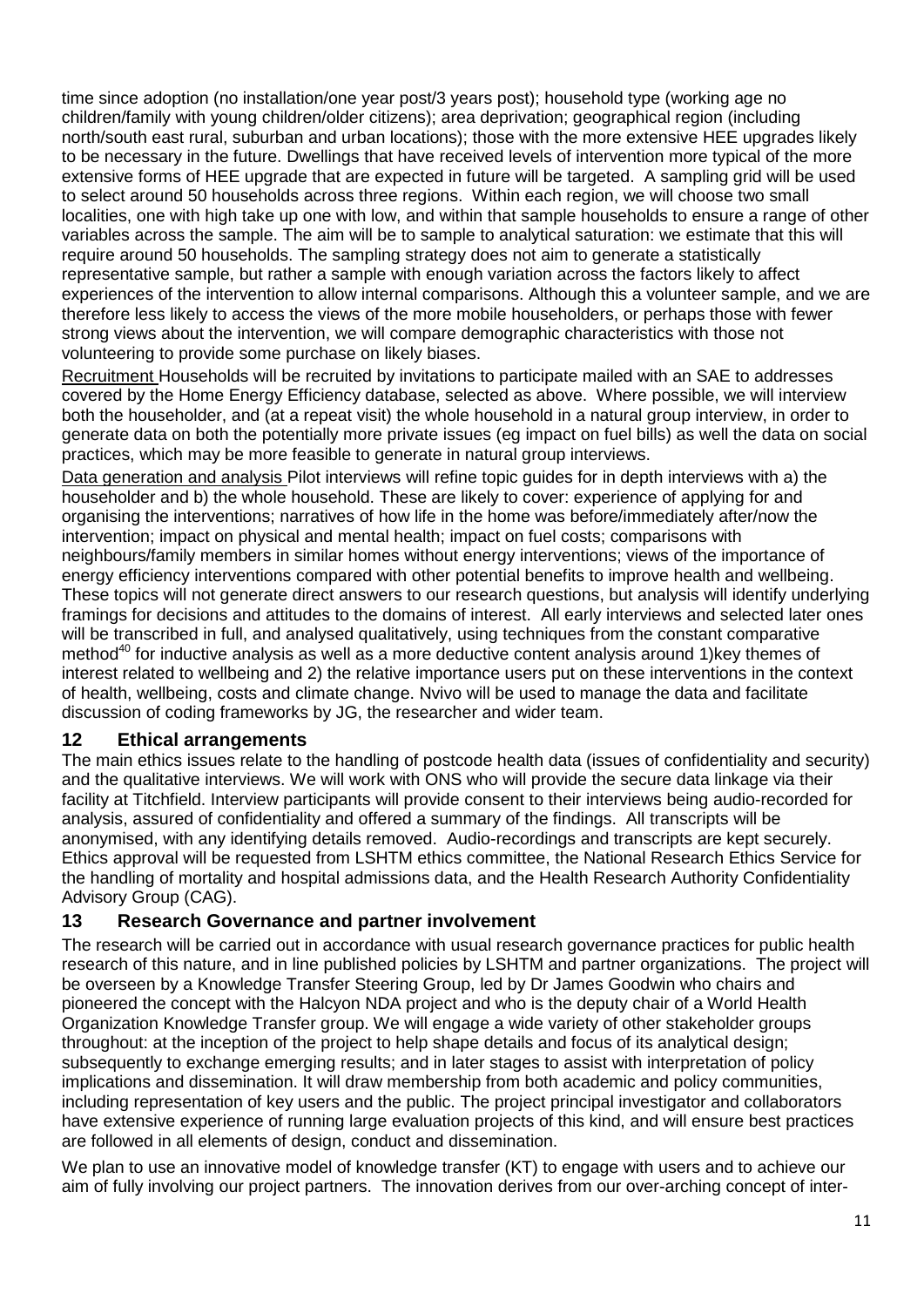time since adoption (no installation/one year post/3 years post); household type (working age no children/family with young children/older citizens); area deprivation; geographical region (including north/south east rural, suburban and urban locations); those with the more extensive HEE upgrades likely to be necessary in the future. Dwellings that have received levels of intervention more typical of the more extensive forms of HEE upgrade that are expected in future will be targeted. A sampling grid will be used to select around 50 households across three regions. Within each region, we will choose two small localities, one with high take up one with low, and within that sample households to ensure a range of other variables across the sample. The aim will be to sample to analytical saturation: we estimate that this will require around 50 households. The sampling strategy does not aim to generate a statistically representative sample, but rather a sample with enough variation across the factors likely to affect experiences of the intervention to allow internal comparisons. Although this a volunteer sample, and we are therefore less likely to access the views of the more mobile householders, or perhaps those with fewer strong views about the intervention, we will compare demographic characteristics with those not volunteering to provide some purchase on likely biases.

Recruitment Households will be recruited by invitations to participate mailed with an SAE to addresses covered by the Home Energy Efficiency database, selected as above. Where possible, we will interview both the householder, and (at a repeat visit) the whole household in a natural group interview, in order to generate data on both the potentially more private issues (eg impact on fuel bills) as well the data on social practices, which may be more feasible to generate in natural group interviews.

Data generation and analysis Pilot interviews will refine topic guides for in depth interviews with a) the householder and b) the whole household. These are likely to cover: experience of applying for and organising the interventions; narratives of how life in the home was before/immediately after/now the intervention; impact on physical and mental health; impact on fuel costs; comparisons with neighbours/family members in similar homes without energy interventions; views of the importance of energy efficiency interventions compared with other potential benefits to improve health and wellbeing. These topics will not generate direct answers to our research questions, but analysis will identify underlying framings for decisions and attitudes to the domains of interest. All early interviews and selected later ones will be transcribed in full, and analysed qualitatively, using techniques from the constant comparative method[40] for inductive analysis as well as a more deductive content analysis around 1)key themes of interest related to wellbeing and 2) the relative importance users put on these interventions in the context of health, wellbeing, costs and climate change. Nvivo will be used to manage the data and facilitate discussion of coding frameworks by JG, the researcher and wider team.

## 12 Ethical arrangements

The main ethics issues relate to the handling of postcode health data (issues of confidentiality and security) and the qualitative interviews. We will work with ONS who will provide the secure data linkage via their facility at Titchfield. Interview participants will provide consent to their interviews being audio-recorded for analysis, assured of confidentiality and offered a summary of the findings. All transcripts will be anonymised, with any identifying details removed. Audio-recordings and transcripts are kept securely. Ethics approval will be requested from LSHTM ethics committee, the National Research Ethics Service for the handling of mortality and hospital admissions data, and the Health Research Authority Confidentiality Advisory Group (CAG).

## 13 Research Governance and partner involvement

The research will be carried out in accordance with usual research governance practices for public health research of this nature, and in line published policies by LSHTM and partner organizations. The project will be overseen by a Knowledge Transfer Steering Group, led by Dr James Goodwin who chairs and pioneered the concept with the Halcyon NDA project and who is the deputy chair of a World Health Organization Knowledge Transfer group. We will engage a wide variety of other stakeholder groups throughout: at the inception of the project to help shape details and focus of its analytical design; subsequently to exchange emerging results; and in later stages to assist with interpretation of policy implications and dissemination. It will draw membership from both academic and policy communities, including representation of key users and the public. The project principal investigator and collaborators have extensive experience of running large evaluation projects of this kind, and will ensure best practices are followed in all elements of design, conduct and dissemination.

We plan to use an innovative model of knowledge transfer (KT) to engage with users and to achieve our aim of fully involving our project partners. The innovation derives from our over-arching concept of inter-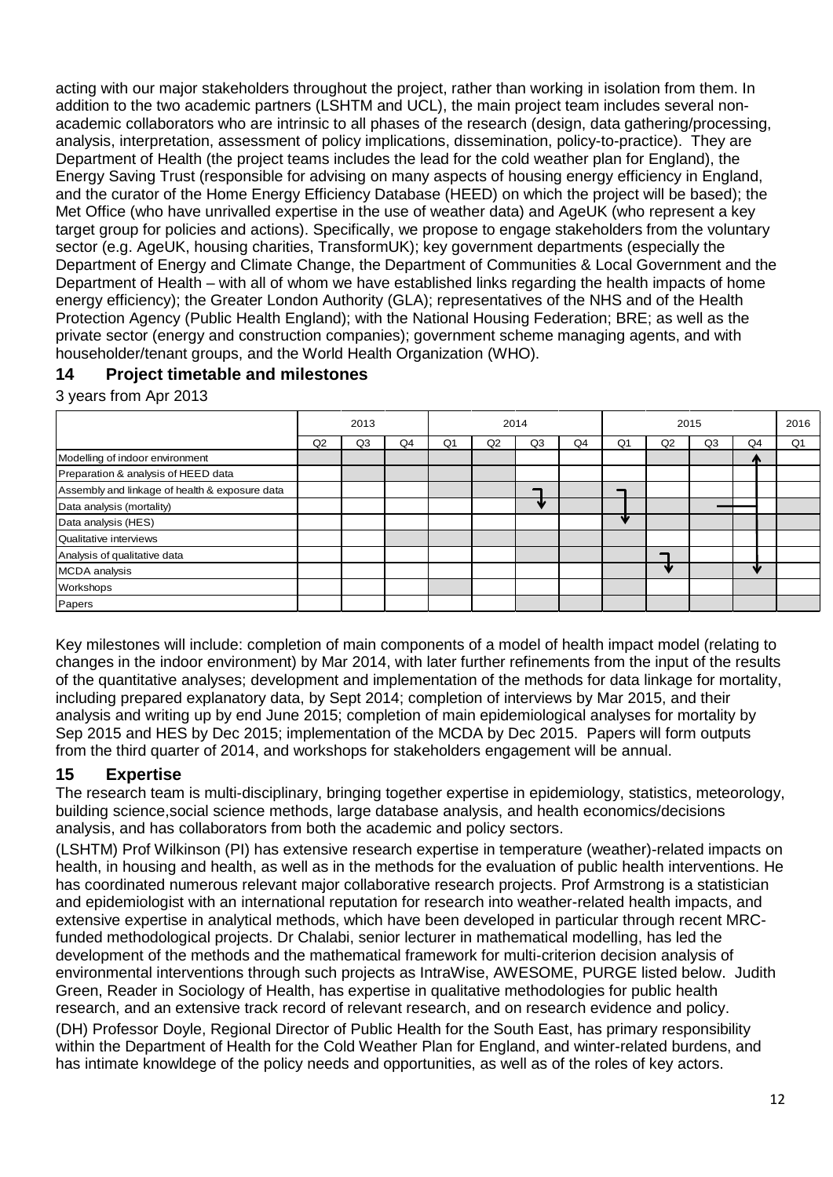acting with our major stakeholders throughout the project, rather than working in isolation from them. In addition to the two academic partners (LSHTM and UCL), the main project team includes several non-academic collaborators who are intrinsic to all phases of the research (design, data gathering/processing, analysis, interpretation, assessment of policy implications, dissemination, policy-to-practice). They are Department of Health (the project teams includes the lead for the cold weather plan for England), the Energy Saving Trust (responsible for advising on many aspects of housing energy efficiency in England, and the curator of the Home Energy Efficiency Database (HEED) on which the project will be based); the Met Office (who have unrivalled expertise in the use of weather data) and AgeUK (who represent a key target group for policies and actions). Specifically, we propose to engage stakeholders from the voluntary sector (e.g. AgeUK, housing charities, TransformUK); key government departments (especially the Department of Energy and Climate Change, the Department of Communities & Local Government and the Department of Health – with all of whom we have established links regarding the health impacts of home energy efficiency); the Greater London Authority (GLA); representatives of the NHS and of the Health Protection Agency (Public Health England); with the National Housing Federation; BRE; as well as the private sector (energy and construction companies); government scheme managing agents, and with householder/tenant groups, and the World Health Organization (WHO).

## 14 Project timetable and milestones

3 years from Apr 2013

| | 2013 | | | 2014 | | | | 2015 | | | | 2016 |
|---|---|---|---|---|---|---|---|---|---|---|---|---|
| | Q2 | Q3 | Q4 | Q1 | Q2 | Q3 | Q4 | Q1 | Q2 | Q3 | Q4 | Q1 |
| Modelling of indoor environment | X | X | X | X | X | | | | | | | |
| Preparation & analysis of HEED data | | X | X | X | X | | | | | | | |
| Assembly and linkage of health & exposure data | | | | X | X | X | X | | | | | |
| Data analysis (mortality) | | | | | | | | X | X | X | X | X |
| Data analysis (HES) | | | | | | | | | X | X | X | X |
| Qualitative interviews | | | X | X | X | X | X | X | | | | |
| Analysis of qualitative data | | | | | | X | X | X | X | | | |
| MCDA analysis | | | | | | | | X | X | X | X | |
| Workshops | | | | X | | | | X | | | X | |
| Papers | | | | | | X | X | X | X | X | X | X |

Key milestones will include: completion of main components of a model of health impact model (relating to changes in the indoor environment) by Mar 2014, with later further refinements from the input of the results of the quantitative analyses; development and implementation of the methods for data linkage for mortality, including prepared explanatory data, by Sept 2014; completion of interviews by Mar 2015, and their analysis and writing up by end June 2015; completion of main epidemiological analyses for mortality by Sep 2015 and HES by Dec 2015; implementation of the MCDA by Dec 2015. Papers will form outputs from the third quarter of 2014, and workshops for stakeholders engagement will be annual.

## 15 Expertise

The research team is multi-disciplinary, bringing together expertise in epidemiology, statistics, meteorology, building science,social science methods, large database analysis, and health economics/decisions analysis, and has collaborators from both the academic and policy sectors.

(LSHTM) Prof Wilkinson (PI) has extensive research expertise in temperature (weather)-related impacts on health, in housing and health, as well as in the methods for the evaluation of public health interventions. He has coordinated numerous relevant major collaborative research projects. Prof Armstrong is a statistician and epidemiologist with an international reputation for research into weather-related health impacts, and extensive expertise in analytical methods, which have been developed in particular through recent MRC-funded methodological projects. Dr Chalabi, senior lecturer in mathematical modelling, has led the development of the methods and the mathematical framework for multi-criterion decision analysis of environmental interventions through such projects as IntraWise, AWESOME, PURGE listed below. Judith Green, Reader in Sociology of Health, has expertise in qualitative methodologies for public health research, and an extensive track record of relevant research, and on research evidence and policy.

(DH) Professor Doyle, Regional Director of Public Health for the South East, has primary responsibility within the Department of Health for the Cold Weather Plan for England, and winter-related burdens, and has intimate knowldege of the policy needs and opportunities, as well as of the roles of key actors.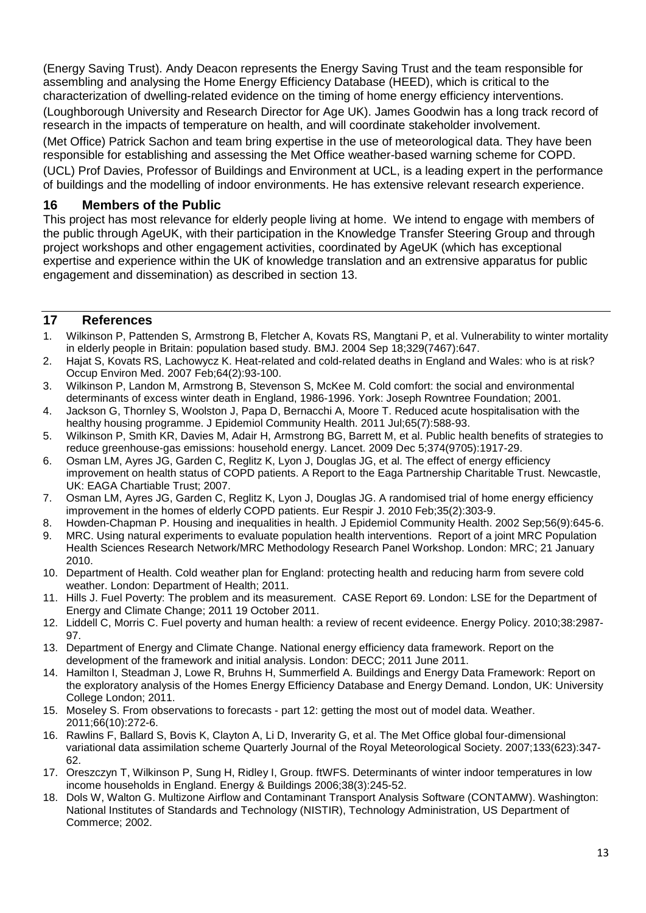(Energy Saving Trust). Andy Deacon represents the Energy Saving Trust and the team responsible for assembling and analysing the Home Energy Efficiency Database (HEED), which is critical to the characterization of dwelling-related evidence on the timing of home energy efficiency interventions.

(Loughborough University and Research Director for Age UK). James Goodwin has a long track record of research in the impacts of temperature on health, and will coordinate stakeholder involvement.

(Met Office) Patrick Sachon and team bring expertise in the use of meteorological data. They have been responsible for establishing and assessing the Met Office weather-based warning scheme for COPD.

(UCL) Prof Davies, Professor of Buildings and Environment at UCL, is a leading expert in the performance of buildings and the modelling of indoor environments. He has extensive relevant research experience.

## 16 Members of the Public

This project has most relevance for elderly people living at home. We intend to engage with members of the public through AgeUK, with their participation in the Knowledge Transfer Steering Group and through project workshops and other engagement activities, coordinated by AgeUK (which has exceptional expertise and experience within the UK of knowledge translation and an extrensive apparatus for public engagement and dissemination) as described in section 13.

## 17 References

1. Wilkinson P, Pattenden S, Armstrong B, Fletcher A, Kovats RS, Mangtani P, et al. Vulnerability to winter mortality in elderly people in Britain: population based study. BMJ. 2004 Sep 18;329(7467):647.
2. Hajat S, Kovats RS, Lachowycz K. Heat-related and cold-related deaths in England and Wales: who is at risk? Occup Environ Med. 2007 Feb;64(2):93-100.
3. Wilkinson P, Landon M, Armstrong B, Stevenson S, McKee M. Cold comfort: the social and environmental determinants of excess winter death in England, 1986-1996. York: Joseph Rowntree Foundation; 2001.
4. Jackson G, Thornley S, Woolston J, Papa D, Bernacchi A, Moore T. Reduced acute hospitalisation with the healthy housing programme. J Epidemiol Community Health. 2011 Jul;65(7):588-93.
5. Wilkinson P, Smith KR, Davies M, Adair H, Armstrong BG, Barrett M, et al. Public health benefits of strategies to reduce greenhouse-gas emissions: household energy. Lancet. 2009 Dec 5;374(9705):1917-29.
6. Osman LM, Ayres JG, Garden C, Reglitz K, Lyon J, Douglas JG, et al. The effect of energy efficiency improvement on health status of COPD patients. A Report to the Eaga Partnership Charitable Trust. Newcastle, UK: EAGA Chartiable Trust; 2007.
7. Osman LM, Ayres JG, Garden C, Reglitz K, Lyon J, Douglas JG. A randomised trial of home energy efficiency improvement in the homes of elderly COPD patients. Eur Respir J. 2010 Feb;35(2):303-9.
8. Howden-Chapman P. Housing and inequalities in health. J Epidemiol Community Health. 2002 Sep;56(9):645-6.
9. MRC. Using natural experiments to evaluate population health interventions. Report of a joint MRC Population Health Sciences Research Network/MRC Methodology Research Panel Workshop. London: MRC; 21 January 2010.
10. Department of Health. Cold weather plan for England: protecting health and reducing harm from severe cold weather. London: Department of Health; 2011.
11. Hills J. Fuel Poverty: The problem and its measurement. CASE Report 69. London: LSE for the Department of Energy and Climate Change; 2011 19 October 2011.
12. Liddell C, Morris C. Fuel poverty and human health: a review of recent evideence. Energy Policy. 2010;38:2987-97.
13. Department of Energy and Climate Change. National energy efficiency data framework. Report on the development of the framework and initial analysis. London: DECC; 2011 June 2011.
14. Hamilton I, Steadman J, Lowe R, Bruhns H, Summerfield A. Buildings and Energy Data Framework: Report on the exploratory analysis of the Homes Energy Efficiency Database and Energy Demand. London, UK: University College London; 2011.
15. Moseley S. From observations to forecasts - part 12: getting the most out of model data. Weather. 2011;66(10):272-6.
16. Rawlins F, Ballard S, Bovis K, Clayton A, Li D, Inverarity G, et al. The Met Office global four-dimensional variational data assimilation scheme Quarterly Journal of the Royal Meteorological Society. 2007;133(623):347-62.
17. Oreszczyn T, Wilkinson P, Sung H, Ridley I, Group. ftWFS. Determinants of winter indoor temperatures in low income households in England. Energy & Buildings 2006;38(3):245-52.
18. Dols W, Walton G. Multizone Airflow and Contaminant Transport Analysis Software (CONTAMW). Washington: National Institutes of Standards and Technology (NISTIR), Technology Administration, US Department of Commerce; 2002.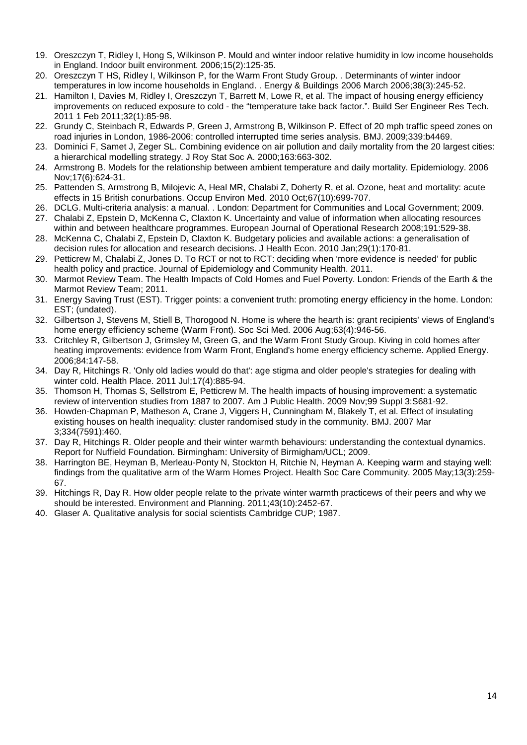19. Oreszczyn T, Ridley I, Hong S, Wilkinson P. Mould and winter indoor relative humidity in low income households in England. Indoor built environment. 2006;15(2):125-35.
20. Oreszczyn T HS, Ridley I, Wilkinson P, for the Warm Front Study Group. . Determinants of winter indoor temperatures in low income households in England. . Energy & Buildings 2006 March 2006;38(3):245-52.
21. Hamilton I, Davies M, Ridley I, Oreszczyn T, Barrett M, Lowe R, et al. The impact of housing energy efficiency improvements on reduced exposure to cold - the "temperature take back factor.". Build Ser Engineer Res Tech. 2011 1 Feb 2011;32(1):85-98.
22. Grundy C, Steinbach R, Edwards P, Green J, Armstrong B, Wilkinson P. Effect of 20 mph traffic speed zones on road injuries in London, 1986-2006: controlled interrupted time series analysis. BMJ. 2009;339:b4469.
23. Dominici F, Samet J, Zeger SL. Combining evidence on air pollution and daily mortality from the 20 largest cities: a hierarchical modelling strategy. J Roy Stat Soc A. 2000;163:663-302.
24. Armstrong B. Models for the relationship between ambient temperature and daily mortality. Epidemiology. 2006 Nov;17(6):624-31.
25. Pattenden S, Armstrong B, Milojevic A, Heal MR, Chalabi Z, Doherty R, et al. Ozone, heat and mortality: acute effects in 15 British conurbations. Occup Environ Med. 2010 Oct;67(10):699-707.
26. DCLG. Multi-criteria analysis: a manual. . London: Department for Communities and Local Government; 2009.
27. Chalabi Z, Epstein D, McKenna C, Claxton K. Uncertainty and value of information when allocating resources within and between healthcare programmes. European Journal of Operational Research 2008;191:529-38.
28. McKenna C, Chalabi Z, Epstein D, Claxton K. Budgetary policies and available actions: a generalisation of decision rules for allocation and research decisions. J Health Econ. 2010 Jan;29(1):170-81.
29. Petticrew M, Chalabi Z, Jones D. To RCT or not to RCT: deciding when 'more evidence is needed' for public health policy and practice. Journal of Epidemiology and Community Health. 2011.
30. Marmot Review Team. The Health Impacts of Cold Homes and Fuel Poverty. London: Friends of the Earth & the Marmot Review Team; 2011.
31. Energy Saving Trust (EST). Trigger points: a convenient truth: promoting energy efficiency in the home. London: EST; (undated).
32. Gilbertson J, Stevens M, Stiell B, Thorogood N. Home is where the hearth is: grant recipients' views of England's home energy efficiency scheme (Warm Front). Soc Sci Med. 2006 Aug;63(4):946-56.
33. Critchley R, Gilbertson J, Grimsley M, Green G, and the Warm Front Study Group. Kiving in cold homes after heating improvements: evidence from Warm Front, England's home energy efficiency scheme. Applied Energy. 2006;84:147-58.
34. Day R, Hitchings R. 'Only old ladies would do that': age stigma and older people's strategies for dealing with winter cold. Health Place. 2011 Jul;17(4):885-94.
35. Thomson H, Thomas S, Sellstrom E, Petticrew M. The health impacts of housing improvement: a systematic review of intervention studies from 1887 to 2007. Am J Public Health. 2009 Nov;99 Suppl 3:S681-92.
36. Howden-Chapman P, Matheson A, Crane J, Viggers H, Cunningham M, Blakely T, et al. Effect of insulating existing houses on health inequality: cluster randomised study in the community. BMJ. 2007 Mar 3;334(7591):460.
37. Day R, Hitchings R. Older people and their winter warmth behaviours: understanding the contextual dynamics. Report for Nuffield Foundation. Birmingham: University of Birmigham/UCL; 2009.
38. Harrington BE, Heyman B, Merleau-Ponty N, Stockton H, Ritchie N, Heyman A. Keeping warm and staying well: findings from the qualitative arm of the Warm Homes Project. Health Soc Care Community. 2005 May;13(3):259-67.
39. Hitchings R, Day R. How older people relate to the private winter warmth practicews of their peers and why we should be interested. Environment and Planning. 2011;43(10):2452-67.
40. Glaser A. Qualitative analysis for social scientists Cambridge CUP; 1987.